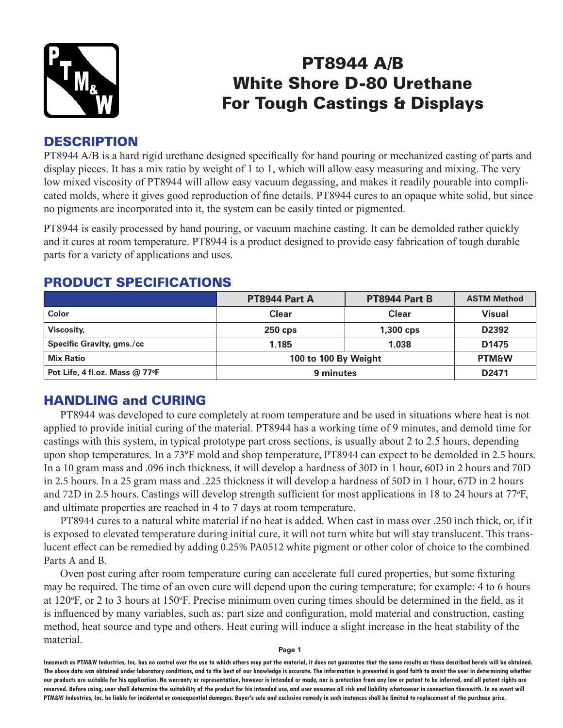# PT8944 A/B
# White Shore D-80 Urethane
# For Tough Castings & Displays

## DESCRIPTION

PT8944 A/B is a hard rigid urethane designed specifically for hand pouring or mechanized casting of parts and display pieces. It has a mix ratio by weight of 1 to 1, which will allow easy measuring and mixing. The very low mixed viscosity of PT8944 will allow easy vacuum degassing, and makes it readily pourable into complicated molds, where it gives good reproduction of fine details. PT8944 cures to an opaque white solid, but since no pigments are incorporated into it, the system can be easily tinted or pigmented.

PT8944 is easily processed by hand pouring, or vacuum machine casting. It can be demolded rather quickly and it cures at room temperature. PT8944 is a product designed to provide easy fabrication of tough durable parts for a variety of applications and uses.

## PRODUCT SPECIFICATIONS

| | PT8944 Part A | PT8944 Part B | ASTM Method |
|---|---|---|---|
| Color | Clear | Clear | Visual |
| Viscosity, | 250 cps | 1,300 cps | D2392 |
| Specific Gravity, gms./cc | 1.185 | 1.038 | D1475 |
| Mix Ratio | 100 to 100 By Weight | | PTM&W |
| Pot Life, 4 fl.oz. Mass @ 77°F | 9 minutes | | D2471 |

## HANDLING and CURING

PT8944 was developed to cure completely at room temperature and be used in situations where heat is not applied to provide initial curing of the material. PT8944 has a working time of 9 minutes, and demold time for castings with this system, in typical prototype part cross sections, is usually about 2 to 2.5 hours, depending upon shop temperatures. In a 73°F mold and shop temperature, PT8944 can expect to be demolded in 2.5 hours. In a 10 gram mass and .096 inch thickness, it will develop a hardness of 30D in 1 hour, 60D in 2 hours and 70D in 2.5 hours. In a 25 gram mass and .225 thickness it will develop a hardness of 50D in 1 hour, 67D in 2 hours and 72D in 2.5 hours. Castings will develop strength sufficient for most applications in 18 to 24 hours at 77°F, and ultimate properties are reached in 4 to 7 days at room temperature.

PT8944 cures to a natural white material if no heat is added. When cast in mass over .250 inch thick, or, if it is exposed to elevated temperature during initial cure, it will not turn white but will stay translucent. This translucent effect can be remedied by adding 0.25% PA0512 white pigment or other color of choice to the combined Parts A and B.

Oven post curing after room temperature curing can accelerate full cured properties, but some fixturing may be required. The time of an oven cure will depend upon the curing temperature; for example: 4 to 6 hours at 120°F, or 2 to 3 hours at 150°F. Precise minimum oven curing times should be determined in the field, as it is influenced by many variables, such as: part size and configuration, mold material and construction, casting method, heat source and type and others. Heat curing will induce a slight increase in the heat stability of the material.

Inasmuch as PTM&W Industries, Inc. has no control over the use to which others may put the material, it does not guarantee that the same results as those described hereis will be obtained. The above data was obtained under laboratory conditions, and to the best of our knowledge is accurate. The information is presented in good faith to assist the user in determining whether our products are suitable for his application. No warranty or representation, however is intended or made, nor is protection from any law or patent to be inferred, and all patent rights are reserved. Before using, user shall determine the suitability of the product for his intended use, and user assumes all risk and liability whatsoever in connection therewith. In no event will PTM&W Industries, Inc. be liable for incidental or consequential damages. Buyer's sole and exclusive remedy in such instances shall be limited to replacement of the purchase price.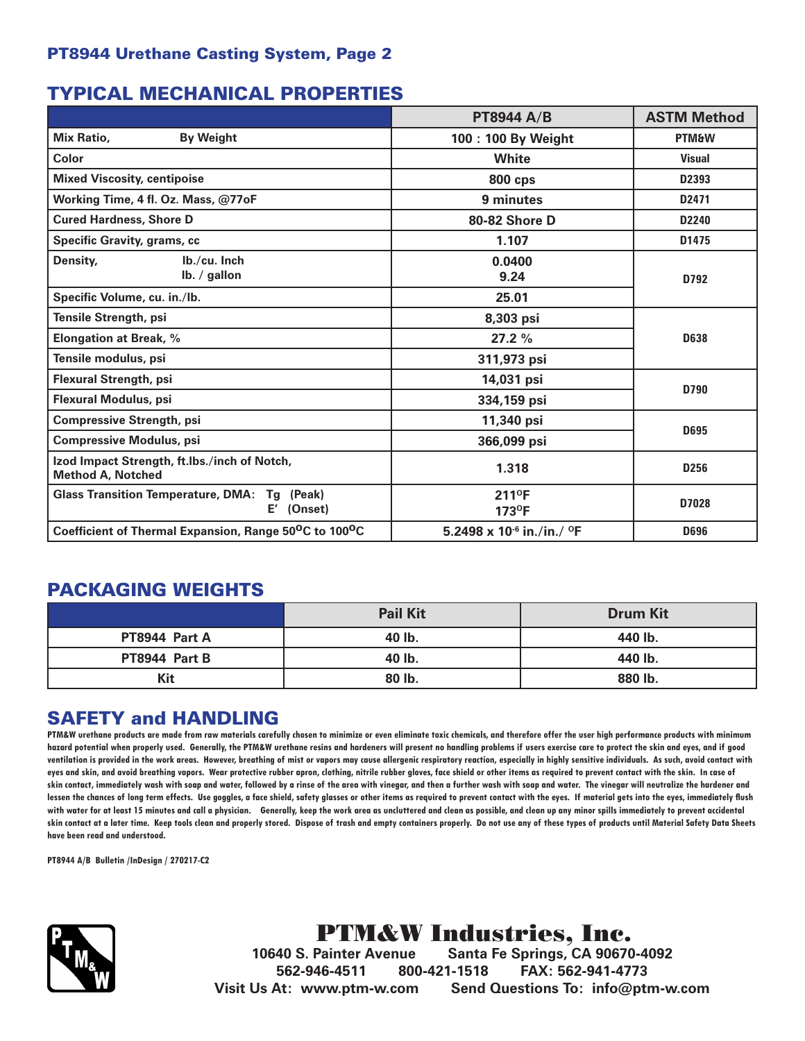PT8944 Urethane Casting System, Page 2

## TYPICAL MECHANICAL PROPERTIES

| | PT8944 A/B | ASTM Method |
|---|---|---|
| Mix Ratio, By Weight | 100 : 100 By Weight | PTM&W |
| Color | White | Visual |
| Mixed Viscosity, centipoise | 800 cps | D2393 |
| Working Time, 4 fl. Oz. Mass, @77oF | 9 minutes | D2471 |
| Cured Hardness, Shore D | 80-82 Shore D | D2240 |
| Specific Gravity, grams, cc | 1.107 | D1475 |
| Density, lb./cu. Inch<br>lb. / gallon | 0.0400<br>9.24 | D792 |
| Specific Volume, cu. in./lb. | 25.01 | |
| Tensile Strength, psi | 8,303 psi | D638 |
| Elongation at Break, % | 27.2 % | |
| Tensile modulus, psi | 311,973 psi | |
| Flexural Strength, psi | 14,031 psi | D790 |
| Flexural Modulus, psi | 334,159 psi | |
| Compressive Strength, psi | 11,340 psi | D695 |
| Compressive Modulus, psi | 366,099 psi | |
| Izod Impact Strength, ft.lbs./inch of Notch, Method A, Notched | 1.318 | D256 |
| Glass Transition Temperature, DMA: Tg (Peak)<br>E' (Onset) | 211°F<br>173°F | D7028 |
| Coefficient of Thermal Expansion, Range 50°C to 100°C | $5.2498 \times 10^{-6}$ in./in./ °F | D696 |

## PACKAGING WEIGHTS

| | Pail Kit | Drum Kit |
|---|---|---|
| PT8944 Part A | 40 lb. | 440 lb. |
| PT8944 Part B | 40 lb. | 440 lb. |
| Kit | 80 lb. | 880 lb. |

## SAFETY and HANDLING

PTM&W urethane products are made from raw materials carefully chosen to minimize or even eliminate toxic chemicals, and therefore offer the user high performance products with minimum hazard potential when properly used. Generally, the PTM&W urethane resins and hardeners will present no handling problems if users exercise care to protect the skin and eyes, and if good ventilation is provided in the work areas. However, breathing of mist or vapors may cause allergenic respiratory reaction, especially in highly sensitive individuals. As such, avoid contact with eyes and skin, and avoid breathing vapors. Wear protective rubber apron, clothing, nitrile rubber gloves, face shield or other items as required to prevent contact with the skin. In case of skin contact, immediately wash with soap and water, followed by a rinse of the area with vinegar, and then a further wash with soap and water. The vinegar will neutralize the hardener and lessen the chances of long term effects. Use goggles, a face shield, safety glasses or other items as required to prevent contact with the eyes. If material gets into the eyes, immediately flush with water for at least 15 minutes and call a physician. Generally, keep the work area as uncluttered and clean as possible, and clean up any minor spills immediately to prevent accidental skin contact at a later time. Keep tools clean and properly stored. Dispose of trash and empty containers properly. Do not use any of these types of products until Material Safety Data Sheets have been read and understood.

PT8944 A/B Bulletin /InDesign / 270217-C2

**PTM&W Industries, Inc.**
10640 S. Painter Avenue Santa Fe Springs, CA 90670-4092
562-946-4511 800-421-1518 FAX: 562-941-4773
Visit Us At: www.ptm-w.com Send Questions To: info@ptm-w.com